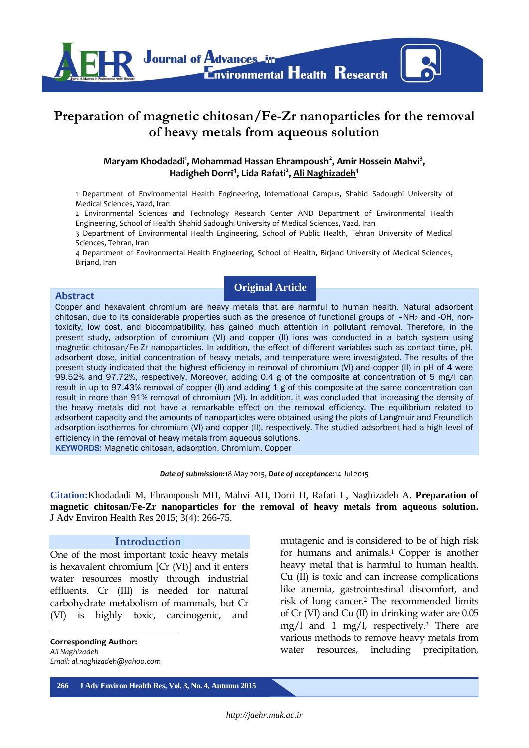# Preparation of magnetic chitosan/Fe-Zr nanoparticles for the removal of heavy metals from aqueous solution

**Maryam Khodadadi[1], Mohammad Hassan Ehrampoush[2], Amir Hossein Mahvi[3], Hadigheh Dorri[4], Lida Rafati[2], Ali Naghizadeh[4]**

1 Department of Environmental Health Engineering, International Campus, Shahid Sadoughi University of Medical Sciences, Yazd, Iran

2 Environmental Sciences and Technology Research Center AND Department of Environmental Health Engineering, School of Health, Shahid Sadoughi University of Medical Sciences, Yazd, Iran

3 Department of Environmental Health Engineering, School of Public Health, Tehran University of Medical Sciences, Tehran, Iran

4 Department of Environmental Health Engineering, School of Health, Birjand University of Medical Sciences, Birjand, Iran

**Original Article**

## Abstract

Copper and hexavalent chromium are heavy metals that are harmful to human health. Natural adsorbent chitosan, due to its considerable properties such as the presence of functional groups of $-NH_2$ and -OH, non-toxicity, low cost, and biocompatibility, has gained much attention in pollutant removal. Therefore, in the present study, adsorption of chromium (VI) and copper (II) ions was conducted in a batch system using magnetic chitosan/Fe-Zr nanoparticles. In addition, the effect of different variables such as contact time, pH, adsorbent dose, initial concentration of heavy metals, and temperature were investigated. The results of the present study indicated that the highest efficiency in removal of chromium (VI) and copper (II) in pH of 4 were 99.52% and 97.72%, respectively. Moreover, adding 0.4 g of the composite at concentration of 5 mg/l can result in up to 97.43% removal of copper (II) and adding 1 g of this composite at the same concentration can result in more than 91% removal of chromium (VI). In addition, it was concluded that increasing the density of the heavy metals did not have a remarkable effect on the removal efficiency. The equilibrium related to adsorbent capacity and the amounts of nanoparticles were obtained using the plots of Langmuir and Freundlich adsorption isotherms for chromium (VI) and copper (II), respectively. The studied adsorbent had a high level of efficiency in the removal of heavy metals from aqueous solutions.

**KEYWORDS:** Magnetic chitosan, adsorption, Chromium, Copper

***Date of submission:*** 18 May 2015, ***Date of acceptance:*** 14 Jul 2015

**Citation:** Khodadadi M, Ehrampoush MH, Mahvi AH, Dorri H, Rafati L, Naghizadeh A. **Preparation of magnetic chitosan/Fe-Zr nanoparticles for the removal of heavy metals from aqueous solution.** J Adv Environ Health Res 2015; 3(4): 266-75.

## Introduction

One of the most important toxic heavy metals is hexavalent chromium [Cr (VI)] and it enters water resources mostly through industrial effluents. Cr (III) is needed for natural carbohydrate metabolism of mammals, but Cr (VI) is highly toxic, carcinogenic, and mutagenic and is considered to be of high risk for humans and animals.[1] Copper is another heavy metal that is harmful to human health. Cu (II) is toxic and can increase complications like anemia, gastrointestinal discomfort, and risk of lung cancer.[2] The recommended limits of Cr (VI) and Cu (II) in drinking water are 0.05 mg/l and 1 mg/l, respectively.[3] There are various methods to remove heavy metals from water resources, including precipitation,

**Corresponding Author:**
*Ali Naghizadeh*
*Email: al.naghizadeh@yahoo.com*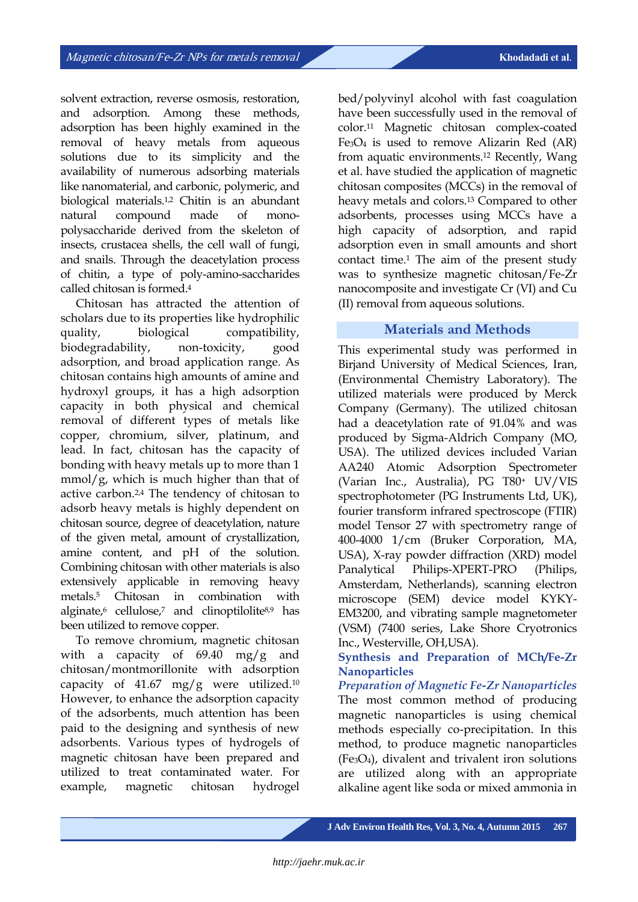solvent extraction, reverse osmosis, restoration, and adsorption. Among these methods, adsorption has been highly examined in the removal of heavy metals from aqueous solutions due to its simplicity and the availability of numerous adsorbing materials like nanomaterial, and carbonic, polymeric, and biological materials.[1,2] Chitin is an abundant natural compound made of mono-polysaccharide derived from the skeleton of insects, crustacea shells, the cell wall of fungi, and snails. Through the deacetylation process of chitin, a type of poly-amino-saccharides called chitosan is formed.[4]

Chitosan has attracted the attention of scholars due to its properties like hydrophilic quality, biological compatibility, biodegradability, non-toxicity, good adsorption, and broad application range. As chitosan contains high amounts of amine and hydroxyl groups, it has a high adsorption capacity in both physical and chemical removal of different types of metals like copper, chromium, silver, platinum, and lead. In fact, chitosan has the capacity of bonding with heavy metals up to more than 1 mmol/g, which is much higher than that of active carbon.[2,4] The tendency of chitosan to adsorb heavy metals is highly dependent on chitosan source, degree of deacetylation, nature of the given metal, amount of crystallization, amine content, and pH of the solution. Combining chitosan with other materials is also extensively applicable in removing heavy metals.[5] Chitosan in combination with alginate,[6] cellulose,[7] and clinoptilolite[8,9] has been utilized to remove copper.

To remove chromium, magnetic chitosan with a capacity of 69.40 mg/g and chitosan/montmorillonite with adsorption capacity of 41.67 mg/g were utilized.[10] However, to enhance the adsorption capacity of the adsorbents, much attention has been paid to the designing and synthesis of new adsorbents. Various types of hydrogels of magnetic chitosan have been prepared and utilized to treat contaminated water. For example, magnetic chitosan hydrogel bed/polyvinyl alcohol with fast coagulation have been successfully used in the removal of color.[11] Magnetic chitosan complex-coated $Fe_3O_4$ is used to remove Alizarin Red (AR) from aquatic environments.[12] Recently, Wang et al. have studied the application of magnetic chitosan composites (MCCs) in the removal of heavy metals and colors.[13] Compared to other adsorbents, processes using MCCs have a high capacity of adsorption, and rapid adsorption even in small amounts and short contact time.[1] The aim of the present study was to synthesize magnetic chitosan/Fe-Zr nanocomposite and investigate Cr (VI) and Cu (II) removal from aqueous solutions.

## Materials and Methods

This experimental study was performed in Birjand University of Medical Sciences, Iran, (Environmental Chemistry Laboratory). The utilized materials were produced by Merck Company (Germany). The utilized chitosan had a deacetylation rate of 91.04% and was produced by Sigma-Aldrich Company (MO, USA). The utilized devices included Varian AA240 Atomic Adsorption Spectrometer (Varian Inc., Australia), PG T80+ UV/VIS spectrophotometer (PG Instruments Ltd, UK), fourier transform infrared spectroscope (FTIR) model Tensor 27 with spectrometry range of 400-4000 1/cm (Bruker Corporation, MA, USA), X-ray powder diffraction (XRD) model Panalytical Philips-XPERT-PRO (Philips, Amsterdam, Netherlands), scanning electron microscope (SEM) device model KYKY-EM3200, and vibrating sample magnetometer (VSM) (7400 series, Lake Shore Cryotronics Inc., Westerville, OH,USA).

### Synthesis and Preparation of MCh/Fe-Zr Nanoparticles

#### *Preparation of Magnetic Fe-Zr Nanoparticles*

The most common method of producing magnetic nanoparticles is using chemical methods especially co-precipitation. In this method, to produce magnetic nanoparticles ($Fe_3O_4$), divalent and trivalent iron solutions are utilized along with an appropriate alkaline agent like soda or mixed ammonia in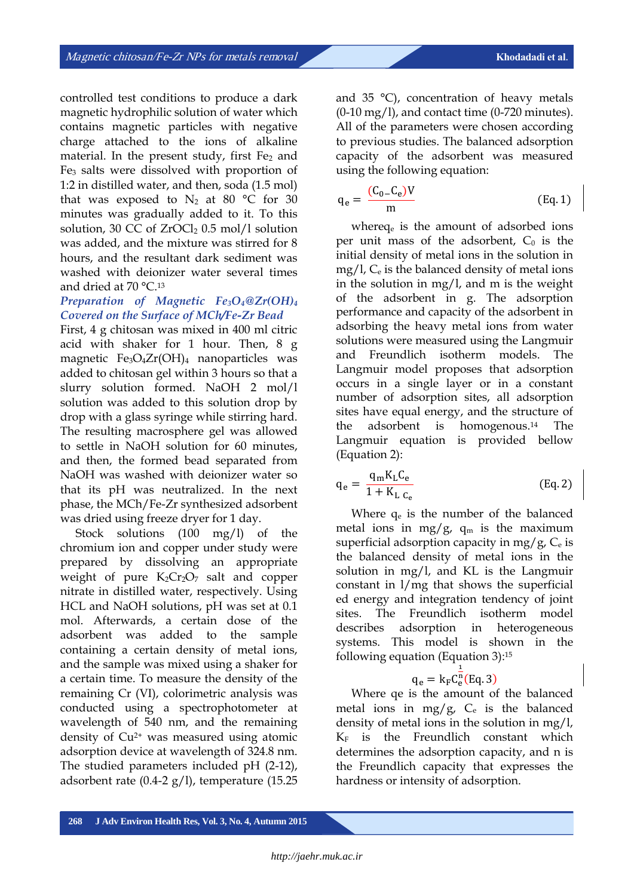controlled test conditions to produce a dark magnetic hydrophilic solution of water which contains magnetic particles with negative charge attached to the ions of alkaline material. In the present study, first $Fe_2$ and $Fe_3$ salts were dissolved with proportion of 1:2 in distilled water, and then, soda (1.5 mol) that was exposed to $N_2$ at 80 °C for 30 minutes was gradually added to it. To this solution, 30 CC of $ZrOCl_2$ 0.5 mol/l solution was added, and the mixture was stirred for 8 hours, and the resultant dark sediment was washed with deionizer water several times and dried at 70 °C.[13]

### *Preparation of Magnetic $Fe_3O_4$@$Zr(OH)_4$ Covered on the Surface of MCh/Fe-Zr Bead*

First, 4 g chitosan was mixed in 400 ml citric acid with shaker for 1 hour. Then, 8 g magnetic $Fe_3O_4Zr(OH)_4$ nanoparticles was added to chitosan gel within 3 hours so that a slurry solution formed. NaOH 2 mol/l solution was added to this solution drop by drop with a glass syringe while stirring hard. The resulting macrosphere gel was allowed to settle in NaOH solution for 60 minutes, and then, the formed bead separated from NaOH was washed with deionizer water so that its pH was neutralized. In the next phase, the MCh/Fe-Zr synthesized adsorbent was dried using freeze dryer for 1 day.

Stock solutions (100 mg/l) of the chromium ion and copper under study were prepared by dissolving an appropriate weight of pure $K_2Cr_2O_7$ salt and copper nitrate in distilled water, respectively. Using HCL and NaOH solutions, pH was set at 0.1 mol. Afterwards, a certain dose of the adsorbent was added to the sample containing a certain density of metal ions, and the sample was mixed using a shaker for a certain time. To measure the density of the remaining Cr (VI), colorimetric analysis was conducted using a spectrophotometer at wavelength of 540 nm, and the remaining density of $Cu^{2+}$ was measured using atomic adsorption device at wavelength of 324.8 nm. The studied parameters included pH (2-12), adsorbent rate (0.4-2 g/l), temperature (15.25 and 35 °C), concentration of heavy metals (0-10 mg/l), and contact time (0-720 minutes). All of the parameters were chosen according to previous studies. The balanced adsorption capacity of the adsorbent was measured using the following equation:

$$q_e = \frac{(C_0 - C_e)V}{m} \qquad \text{(Eq. 1)}$$

where $q_e$ is the amount of adsorbed ions per unit mass of the adsorbent, $C_0$ is the initial density of metal ions in the solution in mg/l, $C_e$ is the balanced density of metal ions in the solution in mg/l, and m is the weight of the adsorbent in g. The adsorption performance and capacity of the adsorbent in adsorbing the heavy metal ions from water solutions were measured using the Langmuir and Freundlich isotherm models. The Langmuir model proposes that adsorption occurs in a single layer or in a constant number of adsorption sites, all adsorption sites have equal energy, and the structure of the adsorbent is homogenous.[14] The Langmuir equation is provided bellow (Equation 2):

$$q_e = \frac{q_m K_L C_e}{1 + K_L C_e} \qquad \text{(Eq. 2)}$$

Where $q_e$ is the number of the balanced metal ions in mg/g, $q_m$ is the maximum superficial adsorption capacity in mg/g, $C_e$ is the balanced density of metal ions in the solution in mg/l, and KL is the Langmuir constant in l/mg that shows the superficial ed energy and integration tendency of joint sites. The Freundlich isotherm model describes adsorption in heterogeneous systems. This model is shown in the following equation (Equation 3):[15]

$$q_e = k_F C_e^{\frac{1}{n}} \qquad \text{(Eq. 3)}$$

Where qe is the amount of the balanced metal ions in mg/g, $C_e$ is the balanced density of metal ions in the solution in mg/l, $K_F$ is the Freundlich constant which determines the adsorption capacity, and n is the Freundlich capacity that expresses the hardness or intensity of adsorption.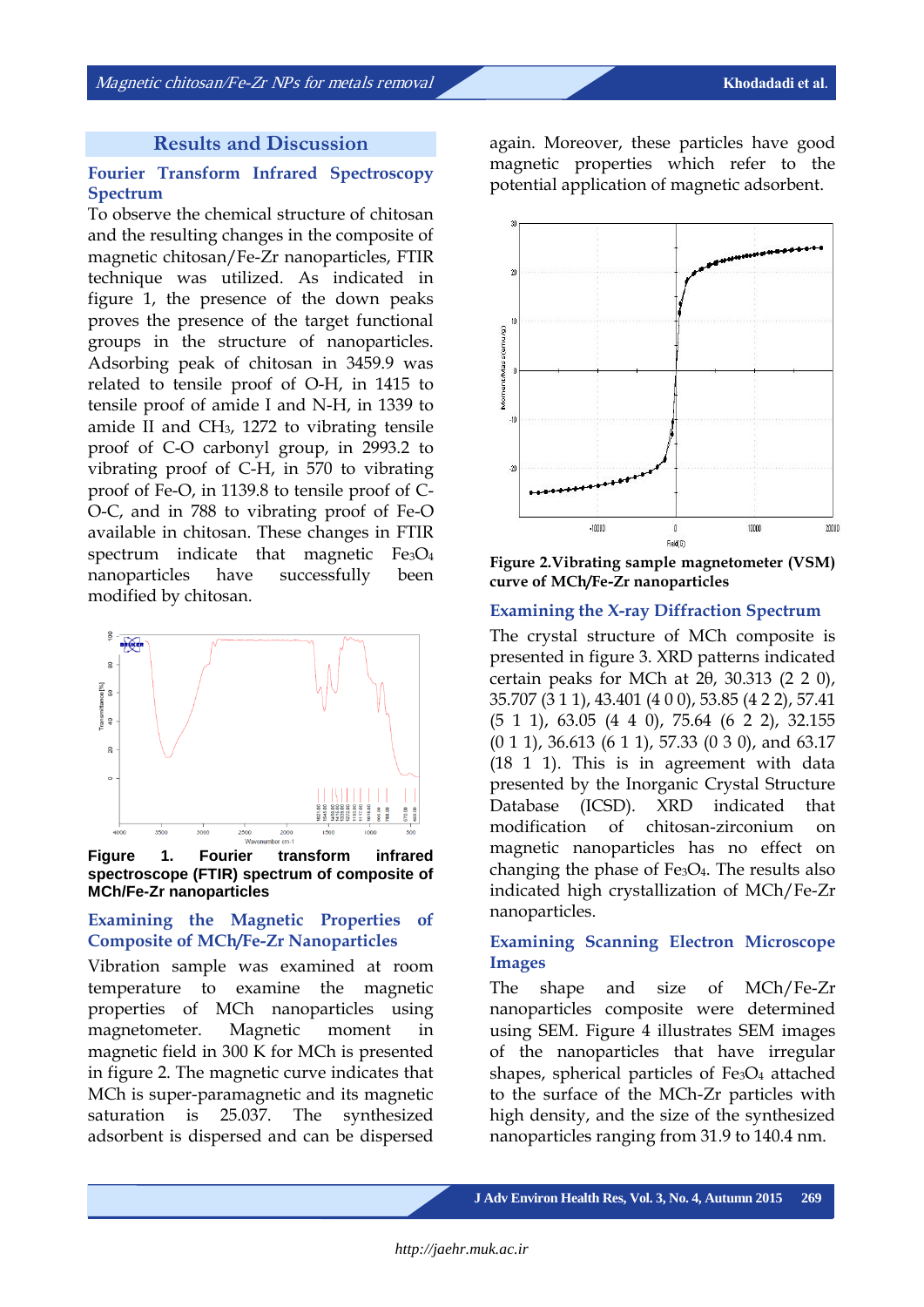## Results and Discussion

### Fourier Transform Infrared Spectroscopy Spectrum

To observe the chemical structure of chitosan and the resulting changes in the composite of magnetic chitosan/Fe-Zr nanoparticles, FTIR technique was utilized. As indicated in figure 1, the presence of the down peaks proves the presence of the target functional groups in the structure of nanoparticles. Adsorbing peak of chitosan in 3459.9 was related to tensile proof of O-H, in 1415 to tensile proof of amide I and N-H, in 1339 to amide II and $CH_3$, 1272 to vibrating tensile proof of C-O carbonyl group, in 2993.2 to vibrating proof of C-H, in 570 to vibrating proof of Fe-O, in 1139.8 to tensile proof of C-O-C, and in 788 to vibrating proof of Fe-O available in chitosan. These changes in FTIR spectrum indicate that magnetic $Fe_3O_4$ nanoparticles have successfully been modified by chitosan.

**Figure 1. Fourier transform infrared spectroscope (FTIR) spectrum of composite of MCh/Fe-Zr nanoparticles**

### Examining the Magnetic Properties of Composite of MCh/Fe-Zr Nanoparticles

Vibration sample was examined at room temperature to examine the magnetic properties of MCh nanoparticles using magnetometer. Magnetic moment in magnetic field in 300 K for MCh is presented in figure 2. The magnetic curve indicates that MCh is super-paramagnetic and its magnetic saturation is 25.037. The synthesized adsorbent is dispersed and can be dispersed again. Moreover, these particles have good magnetic properties which refer to the potential application of magnetic adsorbent.

**Figure 2. Vibrating sample magnetometer (VSM) curve of MCh/Fe-Zr nanoparticles**

### Examining the X-ray Diffraction Spectrum

The crystal structure of MCh composite is presented in figure 3. XRD patterns indicated certain peaks for MCh at 2θ, 30.313 (2 2 0), 35.707 (3 1 1), 43.401 (4 0 0), 53.85 (4 2 2), 57.41 (5 1 1), 63.05 (4 4 0), 75.64 (6 2 2), 32.155 (0 1 1), 36.613 (6 1 1), 57.33 (0 3 0), and 63.17 (18 1 1). This is in agreement with data presented by the Inorganic Crystal Structure Database (ICSD). XRD indicated that modification of chitosan-zirconium on magnetic nanoparticles has no effect on changing the phase of $Fe_3O_4$. The results also indicated high crystallization of MCh/Fe-Zr nanoparticles.

### Examining Scanning Electron Microscope Images

The shape and size of MCh/Fe-Zr nanoparticles composite were determined using SEM. Figure 4 illustrates SEM images of the nanoparticles that have irregular shapes, spherical particles of $Fe_3O_4$ attached to the surface of the MCh-Zr particles with high density, and the size of the synthesized nanoparticles ranging from 31.9 to 140.4 nm.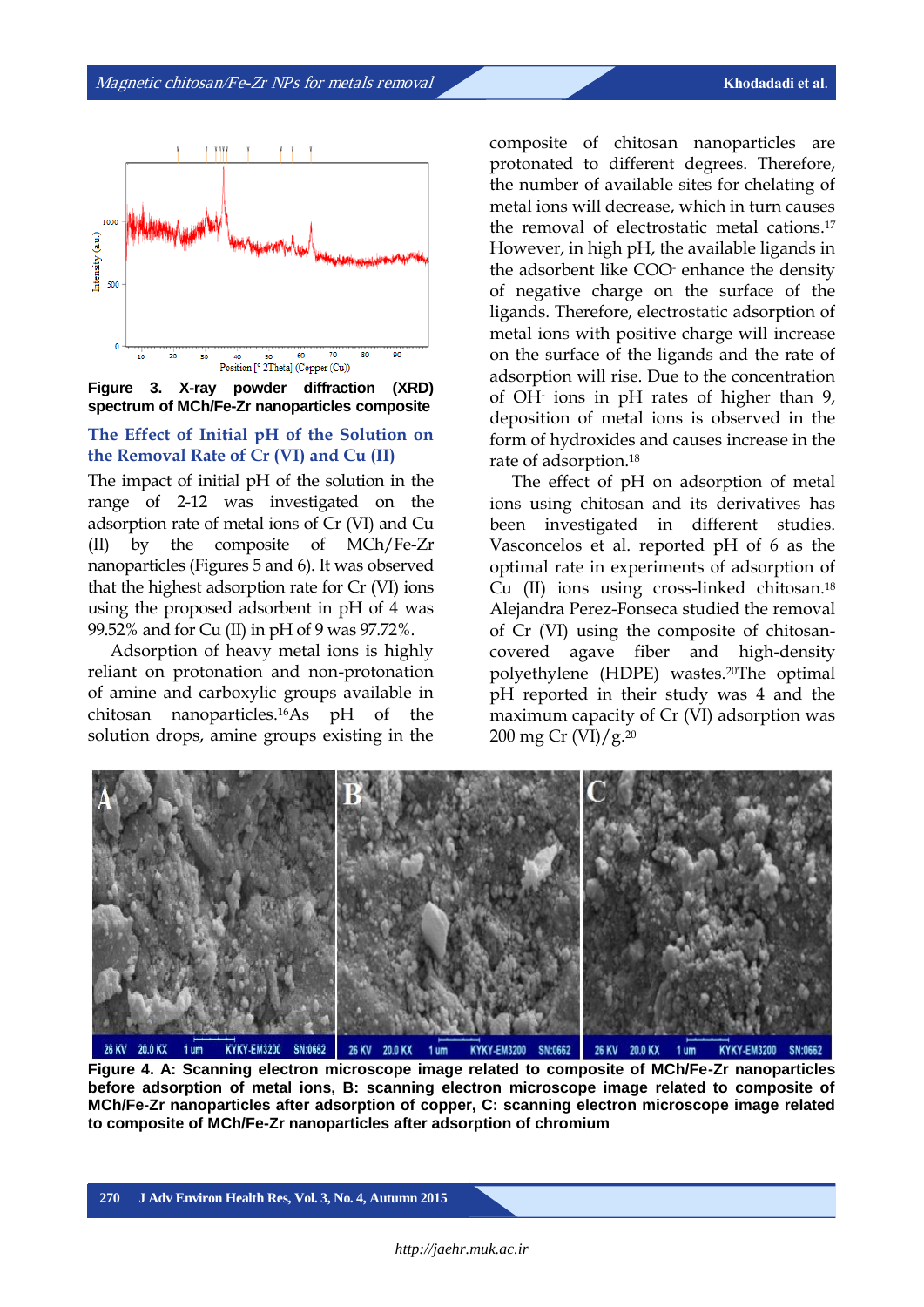**Figure 3.** X-ray powder diffraction (XRD) spectrum of MCh/Fe-Zr nanoparticles composite

### The Effect of Initial pH of the Solution on the Removal Rate of Cr (VI) and Cu (II)

The impact of initial pH of the solution in the range of 2-12 was investigated on the adsorption rate of metal ions of Cr (VI) and Cu (II) by the composite of MCh/Fe-Zr nanoparticles (Figures 5 and 6). It was observed that the highest adsorption rate for Cr (VI) ions using the proposed adsorbent in pH of 4 was 99.52% and for Cu (II) in pH of 9 was 97.72%.

Adsorption of heavy metal ions is highly reliant on protonation and non-protonation of amine and carboxylic groups available in chitosan nanoparticles.[16] As pH of the solution drops, amine groups existing in the composite of chitosan nanoparticles are protonated to different degrees. Therefore, the number of available sites for chelating of metal ions will decrease, which in turn causes the removal of electrostatic metal cations.[17] However, in high pH, the available ligands in the adsorbent like $COO^-$ enhance the density of negative charge on the surface of the ligands. Therefore, electrostatic adsorption of metal ions with positive charge will increase on the surface of the ligands and the rate of adsorption will rise. Due to the concentration of $OH^-$ ions in pH rates of higher than 9, deposition of metal ions is observed in the form of hydroxides and causes increase in the rate of adsorption.[18]

The effect of pH on adsorption of metal ions using chitosan and its derivatives has been investigated in different studies. Vasconcelos et al. reported pH of 6 as the optimal rate in experiments of adsorption of Cu (II) ions using cross-linked chitosan.[18] Alejandra Perez-Fonseca studied the removal of Cr (VI) using the composite of chitosan-covered agave fiber and high-density polyethylene (HDPE) wastes.[20] The optimal pH reported in their study was 4 and the maximum capacity of Cr (VI) adsorption was 200 mg Cr (VI)/g.[20]

**Figure 4.** A: Scanning electron microscope image related to composite of MCh/Fe-Zr nanoparticles before adsorption of metal ions, B: scanning electron microscope image related to composite of MCh/Fe-Zr nanoparticles after adsorption of copper, C: scanning electron microscope image related to composite of MCh/Fe-Zr nanoparticles after adsorption of chromium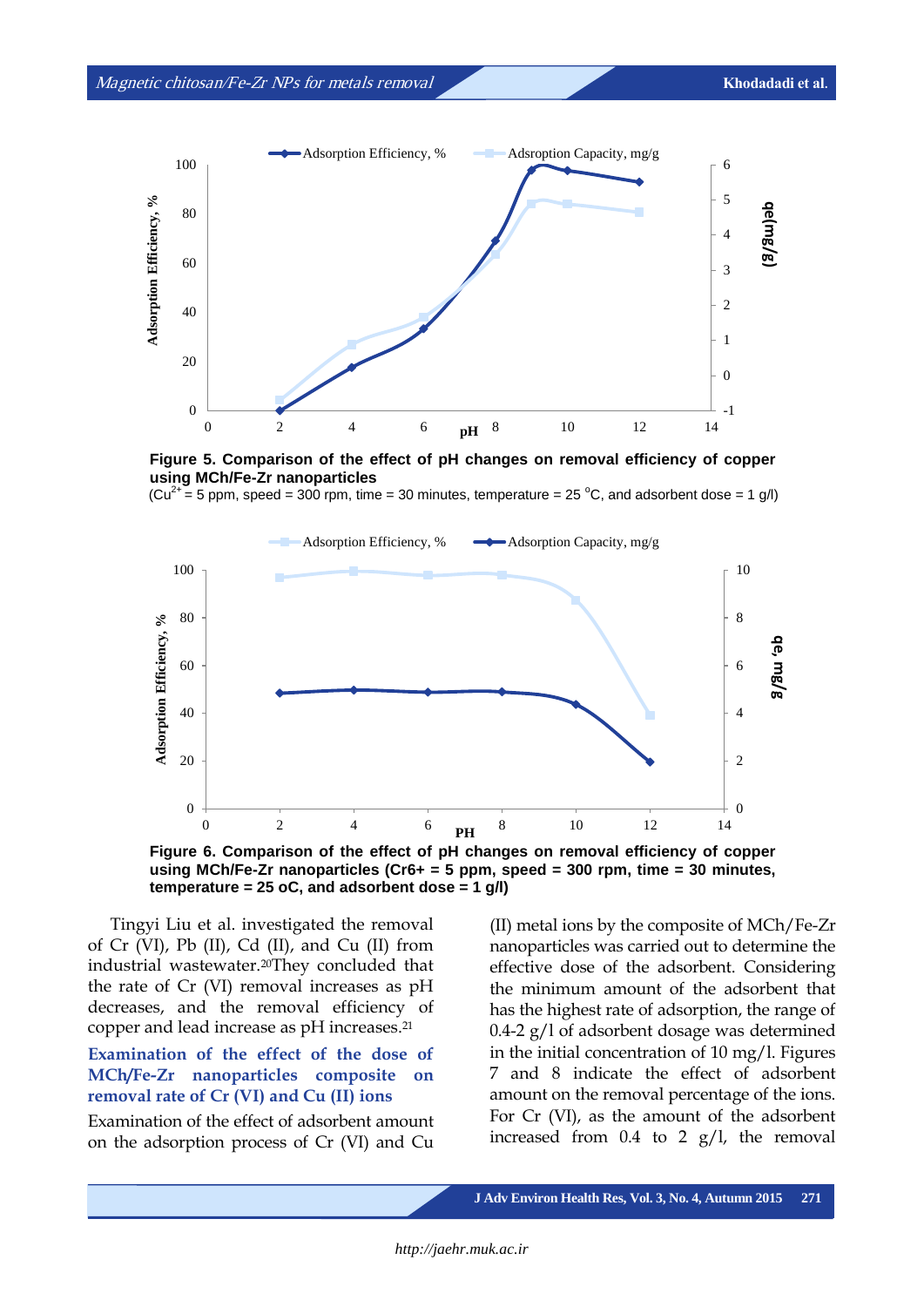Figure 5. Comparison of the effect of pH changes on removal efficiency of copper using MCh/Fe-Zr nanoparticles
($Cu^{2+}$ = 5 ppm, speed = 300 rpm, time = 30 minutes, temperature = 25 °C, and adsorbent dose = 1 g/l)

Figure 6. Comparison of the effect of pH changes on removal efficiency of copper using MCh/Fe-Zr nanoparticles ($Cr^{6+}$ = 5 ppm, speed = 300 rpm, time = 30 minutes, temperature = 25 oC, and adsorbent dose = 1 g/l)

Tingyi Liu et al. investigated the removal of Cr (VI), Pb (II), Cd (II), and Cu (II) from industrial wastewater.[20] They concluded that the rate of Cr (VI) removal increases as pH decreases, and the removal efficiency of copper and lead increase as pH increases.[21]

### Examination of the effect of the dose of MCh/Fe-Zr nanoparticles composite on removal rate of Cr (VI) and Cu (II) ions

Examination of the effect of adsorbent amount on the adsorption process of Cr (VI) and Cu (II) metal ions by the composite of MCh/Fe-Zr nanoparticles was carried out to determine the effective dose of the adsorbent. Considering the minimum amount of the adsorbent that has the highest rate of adsorption, the range of 0.4-2 g/l of adsorbent dosage was determined in the initial concentration of 10 mg/l. Figures 7 and 8 indicate the effect of adsorbent amount on the removal percentage of the ions. For Cr (VI), as the amount of the adsorbent increased from 0.4 to 2 g/l, the removal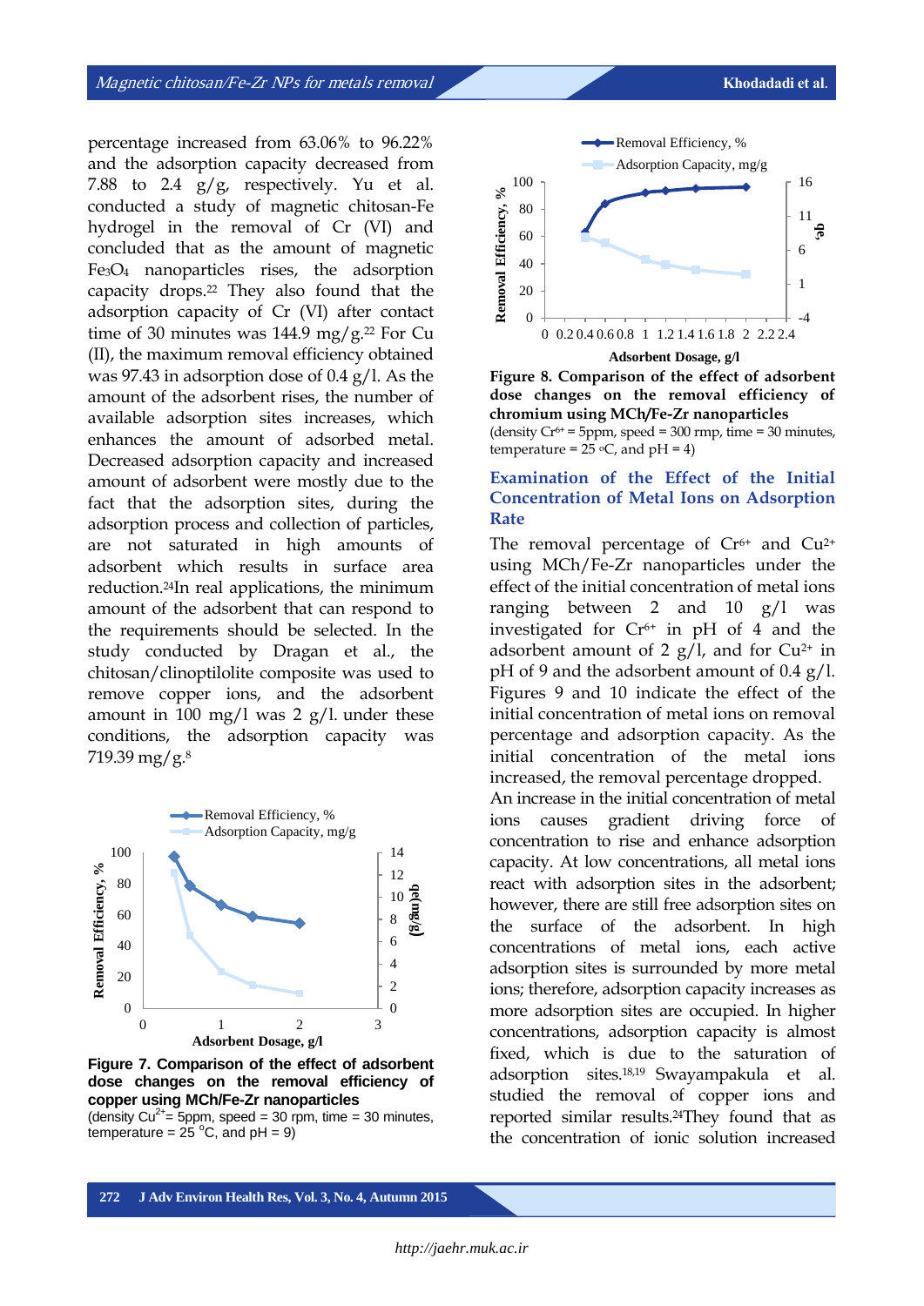percentage increased from 63.06% to 96.22% and the adsorption capacity decreased from 7.88 to 2.4 g/g, respectively. Yu et al. conducted a study of magnetic chitosan-Fe hydrogel in the removal of Cr (VI) and concluded that as the amount of magnetic $Fe_3O_4$ nanoparticles rises, the adsorption capacity drops.[22] They also found that the adsorption capacity of Cr (VI) after contact time of 30 minutes was 144.9 mg/g.[22] For Cu (II), the maximum removal efficiency obtained was 97.43 in adsorption dose of 0.4 g/l. As the amount of the adsorbent rises, the number of available adsorption sites increases, which enhances the amount of adsorbed metal. Decreased adsorption capacity and increased amount of adsorbent were mostly due to the fact that the adsorption sites, during the adsorption process and collection of particles, are not saturated in high amounts of adsorbent which results in surface area reduction.[24]In real applications, the minimum amount of the adsorbent that can respond to the requirements should be selected. In the study conducted by Dragan et al., the chitosan/clinoptilolite composite was used to remove copper ions, and the adsorbent amount in 100 mg/l was 2 g/l. under these conditions, the adsorption capacity was 719.39 mg/g.[8]

**Figure 7. Comparison of the effect of adsorbent dose changes on the removal efficiency of copper using MCh/Fe-Zr nanoparticles**
(density $Cu^{2+}$= 5ppm, speed = 30 rpm, time = 30 minutes, temperature = 25 °C, and pH = 9)

**Figure 8. Comparison of the effect of adsorbent dose changes on the removal efficiency of chromium using MCh/Fe-Zr nanoparticles**
(density $Cr^{6+}$ = 5ppm, speed = 300 rmp, time = 30 minutes, temperature = 25 °C, and pH = 4)

## Examination of the Effect of the Initial Concentration of Metal Ions on Adsorption Rate

The removal percentage of $Cr^{6+}$ and $Cu^{2+}$ using MCh/Fe-Zr nanoparticles under the effect of the initial concentration of metal ions ranging between 2 and 10 g/l was investigated for $Cr^{6+}$ in pH of 4 and the adsorbent amount of 2 g/l, and for $Cu^{2+}$ in pH of 9 and the adsorbent amount of 0.4 g/l. Figures 9 and 10 indicate the effect of the initial concentration of metal ions on removal percentage and adsorption capacity. As the initial concentration of the metal ions increased, the removal percentage dropped.

An increase in the initial concentration of metal ions causes gradient driving force of concentration to rise and enhance adsorption capacity. At low concentrations, all metal ions react with adsorption sites in the adsorbent; however, there are still free adsorption sites on the surface of the adsorbent. In high concentrations of metal ions, each active adsorption sites is surrounded by more metal ions; therefore, adsorption capacity increases as more adsorption sites are occupied. In higher concentrations, adsorption capacity is almost fixed, which is due to the saturation of adsorption sites.[18,19] Swayampakula et al. studied the removal of copper ions and reported similar results.[24]They found that as the concentration of ionic solution increased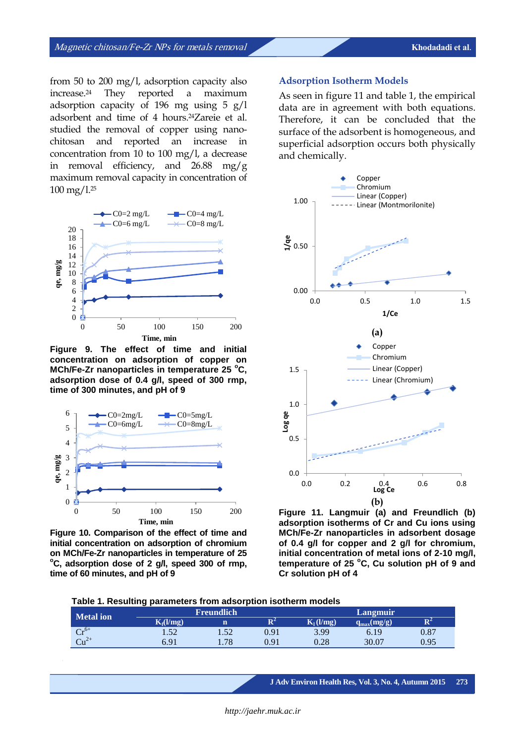from 50 to 200 mg/l, adsorption capacity also increase.[24] They reported a maximum adsorption capacity of 196 mg using 5 g/l adsorbent and time of 4 hours.[24] Zareie et al. studied the removal of copper using nano-chitosan and reported an increase in concentration from 10 to 100 mg/l, a decrease in removal efficiency, and 26.88 mg/g maximum removal capacity in concentration of 100 mg/l.[25]

**Figure 9. The effect of time and initial concentration on adsorption of copper on MCh/Fe-Zr nanoparticles in temperature 25 °C, adsorption dose of 0.4 g/l, speed of 300 rmp, time of 300 minutes, and pH of 9**

**Figure 10. Comparison of the effect of time and initial concentration on adsorption of chromium on MCh/Fe-Zr nanoparticles in temperature of 25 °C, adsorption dose of 2 g/l, speed 300 of rmp, time of 60 minutes, and pH of 9**

## Adsorption Isotherm Models

As seen in figure 11 and table 1, the empirical data are in agreement with both equations. Therefore, it can be concluded that the surface of the adsorbent is homogeneous, and superficial adsorption occurs both physically and chemically.

**Figure 11. Langmuir (a) and Freundlich (b) adsorption isotherms of Cr and Cu ions using MCh/Fe-Zr nanoparticles in adsorbent dosage of 0.4 g/l for copper and 2 g/l for chromium, initial concentration of metal ions of 2-10 mg/l, temperature of 25 °C, Cu solution pH of 9 and Cr solution pH of 4**

**Table 1. Resulting parameters from adsorption isotherm models**

| Metal ion | Freundlich | | | Langmuir | | |
|---|---|---|---|---|---|---|
| | $K_f$(l/mg) | n | $R^2$ | $K_l$ (l/mg) | $q_{max}$(mg/g) | $R^2$ |
| $Cr^{6+}$ | 1.52 | 1.52 | 0.91 | 3.99 | 6.19 | 0.87 |
| $Cu^{2+}$ | 6.91 | 1.78 | 0.91 | 0.28 | 30.07 | 0.95 |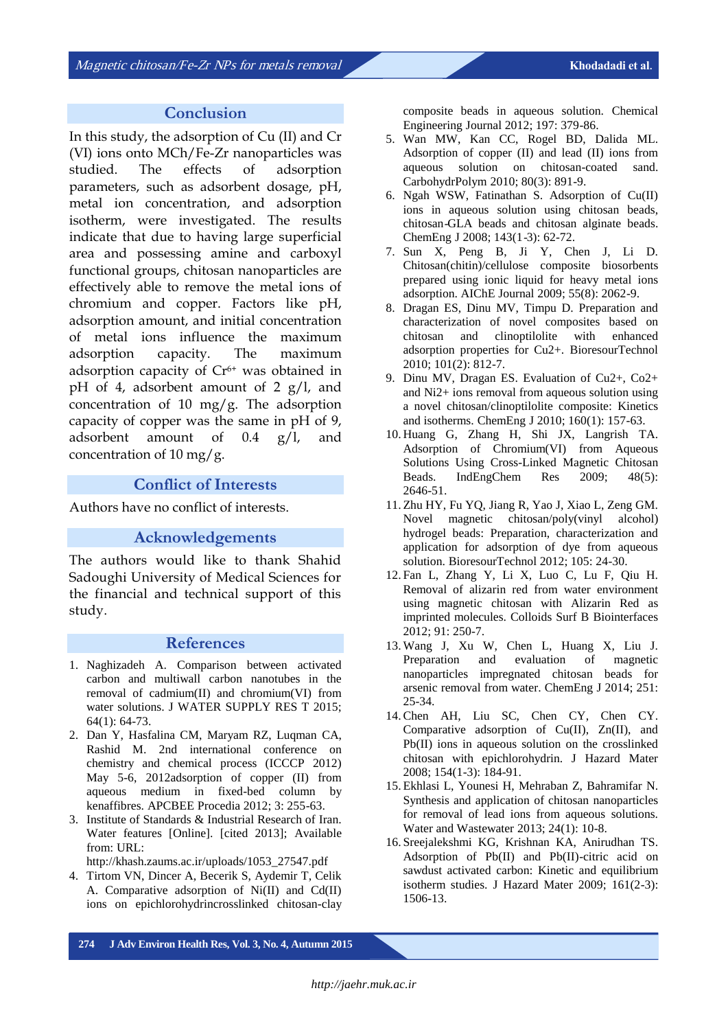## Conclusion

In this study, the adsorption of Cu (II) and Cr (VI) ions onto MCh/Fe-Zr nanoparticles was studied. The effects of adsorption parameters, such as adsorbent dosage, pH, metal ion concentration, and adsorption isotherm, were investigated. The results indicate that due to having large superficial area and possessing amine and carboxyl functional groups, chitosan nanoparticles are effectively able to remove the metal ions of chromium and copper. Factors like pH, adsorption amount, and initial concentration of metal ions influence the maximum adsorption capacity. The maximum adsorption capacity of $Cr^{6+}$ was obtained in pH of 4, adsorbent amount of 2 g/l, and concentration of 10 mg/g. The adsorption capacity of copper was the same in pH of 9, adsorbent amount of 0.4 g/l, and concentration of 10 mg/g.

## Conflict of Interests

Authors have no conflict of interests.

## Acknowledgements

The authors would like to thank Shahid Sadoughi University of Medical Sciences for the financial and technical support of this study.

## References

1. Naghizadeh A. Comparison between activated carbon and multiwall carbon nanotubes in the removal of cadmium(II) and chromium(VI) from water solutions. J WATER SUPPLY RES T 2015; 64(1): 64-73.
2. Dan Y, Hasfalina CM, Maryam RZ, Luqman CA, Rashid M. 2nd international conference on chemistry and chemical process (ICCCP 2012) May 5-6, 2012adsorption of copper (II) from aqueous medium in fixed-bed column by kenaffibres. APCBEE Procedia 2012; 3: 255-63.
3. Institute of Standards & Industrial Research of Iran. Water features [Online]. [cited 2013]; Available from: URL: http://khash.zaums.ac.ir/uploads/1053_27547.pdf
4. Tirtom VN, Dincer A, Becerik S, Aydemir T, Celik A. Comparative adsorption of Ni(II) and Cd(II) ions on epichlorohydrincrosslinked chitosan-clay composite beads in aqueous solution. Chemical Engineering Journal 2012; 197: 379-86.
5. Wan MW, Kan CC, Rogel BD, Dalida ML. Adsorption of copper (II) and lead (II) ions from aqueous solution on chitosan-coated sand. CarbohydrPolym 2010; 80(3): 891-9.
6. Ngah WSW, Fatinathan S. Adsorption of Cu(II) ions in aqueous solution using chitosan beads, chitosan-GLA beads and chitosan alginate beads. ChemEng J 2008; 143(1-3): 62-72.
7. Sun X, Peng B, Ji Y, Chen J, Li D. Chitosan(chitin)/cellulose composite biosorbents prepared using ionic liquid for heavy metal ions adsorption. AIChE Journal 2009; 55(8): 2062-9.
8. Dragan ES, Dinu MV, Timpu D. Preparation and characterization of novel composites based on chitosan and clinoptilolite with enhanced adsorption properties for Cu2+. BioresourTechnol 2010; 101(2): 812-7.
9. Dinu MV, Dragan ES. Evaluation of Cu2+, Co2+ and Ni2+ ions removal from aqueous solution using a novel chitosan/clinoptilolite composite: Kinetics and isotherms. ChemEng J 2010; 160(1): 157-63.
10. Huang G, Zhang H, Shi JX, Langrish TA. Adsorption of Chromium(VI) from Aqueous Solutions Using Cross-Linked Magnetic Chitosan Beads. IndEngChem Res 2009; 48(5): 2646-51.
11. Zhu HY, Fu YQ, Jiang R, Yao J, Xiao L, Zeng GM. Novel magnetic chitosan/poly(vinyl alcohol) hydrogel beads: Preparation, characterization and application for adsorption of dye from aqueous solution. BioresourTechnol 2012; 105: 24-30.
12. Fan L, Zhang Y, Li X, Luo C, Lu F, Qiu H. Removal of alizarin red from water environment using magnetic chitosan with Alizarin Red as imprinted molecules. Colloids Surf B Biointerfaces 2012; 91: 250-7.
13. Wang J, Xu W, Chen L, Huang X, Liu J. Preparation and evaluation of magnetic nanoparticles impregnated chitosan beads for arsenic removal from water. ChemEng J 2014; 251: 25-34.
14. Chen AH, Liu SC, Chen CY, Chen CY. Comparative adsorption of Cu(II), Zn(II), and Pb(II) ions in aqueous solution on the crosslinked chitosan with epichlorohydrin. J Hazard Mater 2008; 154(1-3): 184-91.
15. Ekhlasi L, Younesi H, Mehraban Z, Bahramifar N. Synthesis and application of chitosan nanoparticles for removal of lead ions from aqueous solutions. Water and Wastewater 2013; 24(1): 10-8.
16. Sreejalekshmi KG, Krishnan KA, Anirudhan TS. Adsorption of Pb(II) and Pb(II)-citric acid on sawdust activated carbon: Kinetic and equilibrium isotherm studies. J Hazard Mater 2009; 161(2-3): 1506-13.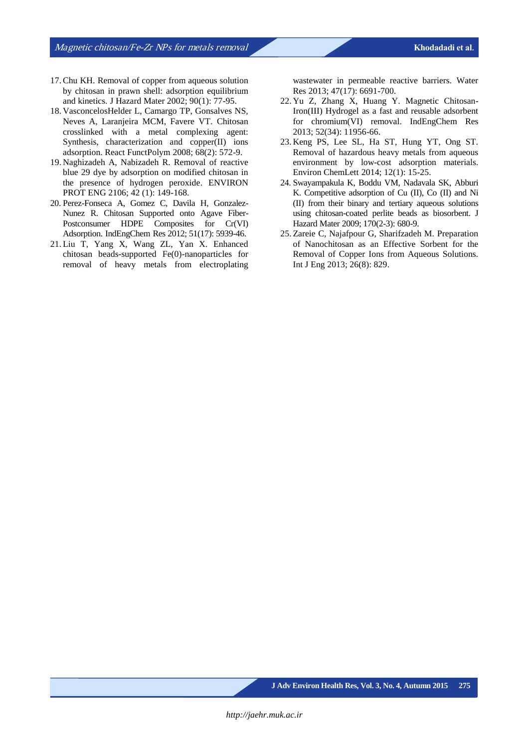17. Chu KH. Removal of copper from aqueous solution by chitosan in prawn shell: adsorption equilibrium and kinetics. J Hazard Mater 2002; 90(1): 77-95.
18. VasconcelosHelder L, Camargo TP, Gonsalves NS, Neves A, Laranjeira MCM, Favere VT. Chitosan crosslinked with a metal complexing agent: Synthesis, characterization and copper(II) ions adsorption. React FunctPolym 2008; 68(2): 572-9.
19. Naghizadeh A, Nabizadeh R. Removal of reactive blue 29 dye by adsorption on modified chitosan in the presence of hydrogen peroxide. ENVIRON PROT ENG 2106; 42 (1): 149-168.
20. Perez-Fonseca A, Gomez C, Davila H, Gonzalez-Nunez R. Chitosan Supported onto Agave Fiber-Postconsumer HDPE Composites for Cr(VI) Adsorption. IndEngChem Res 2012; 51(17): 5939-46.
21. Liu T, Yang X, Wang ZL, Yan X. Enhanced chitosan beads-supported Fe(0)-nanoparticles for removal of heavy metals from electroplating wastewater in permeable reactive barriers. Water Res 2013; 47(17): 6691-700.
22. Yu Z, Zhang X, Huang Y. Magnetic Chitosan-Iron(III) Hydrogel as a fast and reusable adsorbent for chromium(VI) removal. IndEngChem Res 2013; 52(34): 11956-66.
23. Keng PS, Lee SL, Ha ST, Hung YT, Ong ST. Removal of hazardous heavy metals from aqueous environment by low-cost adsorption materials. Environ ChemLett 2014; 12(1): 15-25.
24. Swayampakula K, Boddu VM, Nadavala SK, Abburi K. Competitive adsorption of Cu (II), Co (II) and Ni (II) from their binary and tertiary aqueous solutions using chitosan-coated perlite beads as biosorbent. J Hazard Mater 2009; 170(2-3): 680-9.
25. Zareie C, Najafpour G, Sharifzadeh M. Preparation of Nanochitosan as an Effective Sorbent for the Removal of Copper Ions from Aqueous Solutions. Int J Eng 2013; 26(8): 829.